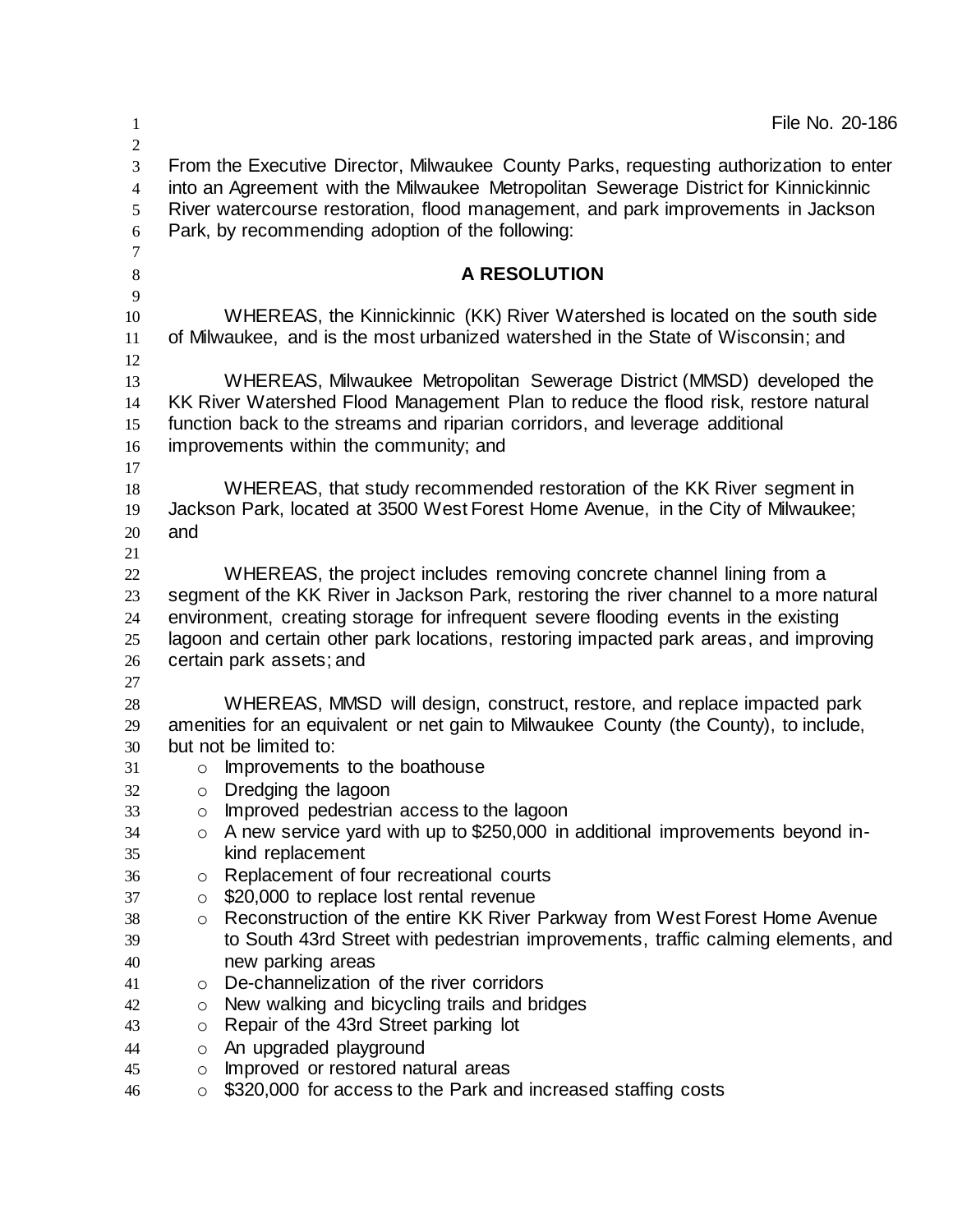File No. 20-186

From the Executive Director, Milwaukee County Parks, requesting authorization to enter into an Agreement with the Milwaukee Metropolitan Sewerage District for Kinnickinnic River watercourse restoration, flood management, and park improvements in Jackson Park, by recommending adoption of the following:

## A RESOLUTION

WHEREAS, the Kinnickinnic (KK) River Watershed is located on the south side of Milwaukee, and is the most urbanized watershed in the State of Wisconsin; and

WHEREAS, Milwaukee Metropolitan Sewerage District (MMSD) developed the KK River Watershed Flood Management Plan to reduce the flood risk, restore natural function back to the streams and riparian corridors, and leverage additional improvements within the community; and

WHEREAS, that study recommended restoration of the KK River segment in Jackson Park, located at 3500 West Forest Home Avenue, in the City of Milwaukee; and

WHEREAS, the project includes removing concrete channel lining from a segment of the KK River in Jackson Park, restoring the river channel to a more natural environment, creating storage for infrequent severe flooding events in the existing lagoon and certain other park locations, restoring impacted park areas, and improving certain park assets; and

WHEREAS, MMSD will design, construct, restore, and replace impacted park amenities for an equivalent or net gain to Milwaukee County (the County), to include, but not be limited to:

- Improvements to the boathouse
- Dredging the lagoon
- Improved pedestrian access to the lagoon
- A new service yard with up to $250,000 in additional improvements beyond in-kind replacement
- Replacement of four recreational courts
- $20,000 to replace lost rental revenue
- Reconstruction of the entire KK River Parkway from West Forest Home Avenue to South 43rd Street with pedestrian improvements, traffic calming elements, and new parking areas
- De-channelization of the river corridors
- New walking and bicycling trails and bridges
- Repair of the 43rd Street parking lot
- An upgraded playground
- Improved or restored natural areas
- $320,000 for access to the Park and increased staffing costs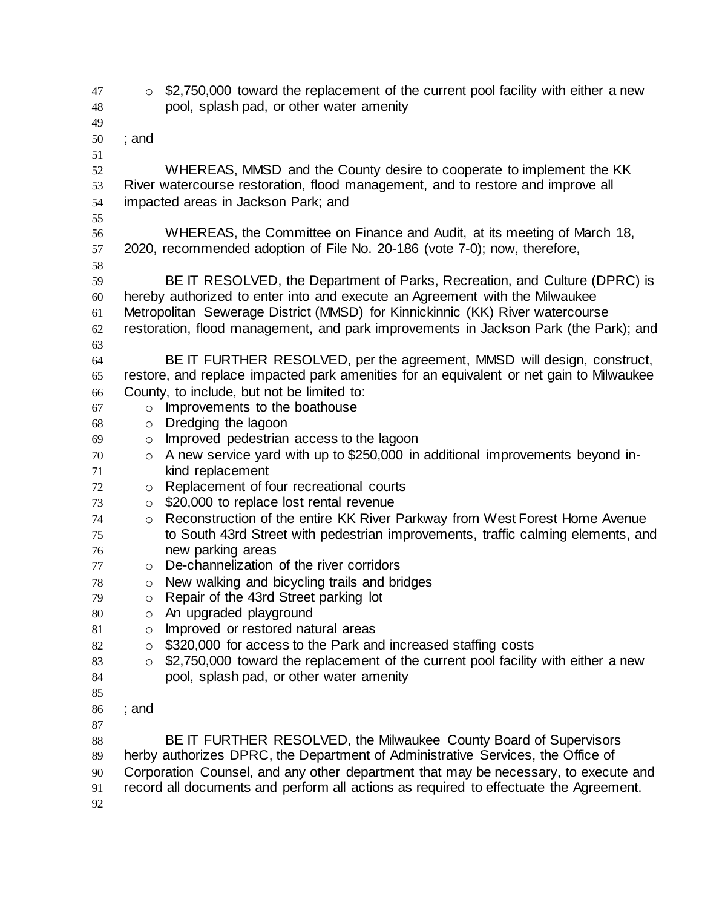- $2,750,000 toward the replacement of the current pool facility with either a new pool, splash pad, or other water amenity

; and

WHEREAS, MMSD and the County desire to cooperate to implement the KK River watercourse restoration, flood management, and to restore and improve all impacted areas in Jackson Park; and

WHEREAS, the Committee on Finance and Audit, at its meeting of March 18, 2020, recommended adoption of File No. 20-186 (vote 7-0); now, therefore,

BE IT RESOLVED, the Department of Parks, Recreation, and Culture (DPRC) is hereby authorized to enter into and execute an Agreement with the Milwaukee Metropolitan Sewerage District (MMSD) for Kinnickinnic (KK) River watercourse restoration, flood management, and park improvements in Jackson Park (the Park); and

BE IT FURTHER RESOLVED, per the agreement, MMSD will design, construct, restore, and replace impacted park amenities for an equivalent or net gain to Milwaukee County, to include, but not be limited to:

- Improvements to the boathouse
- Dredging the lagoon
- Improved pedestrian access to the lagoon
- A new service yard with up to $250,000 in additional improvements beyond in-kind replacement
- Replacement of four recreational courts
- $20,000 to replace lost rental revenue
- Reconstruction of the entire KK River Parkway from West Forest Home Avenue to South 43rd Street with pedestrian improvements, traffic calming elements, and new parking areas
- De-channelization of the river corridors
- New walking and bicycling trails and bridges
- Repair of the 43rd Street parking lot
- An upgraded playground
- Improved or restored natural areas
- $320,000 for access to the Park and increased staffing costs
- $2,750,000 toward the replacement of the current pool facility with either a new pool, splash pad, or other water amenity

; and

BE IT FURTHER RESOLVED, the Milwaukee County Board of Supervisors herby authorizes DPRC, the Department of Administrative Services, the Office of Corporation Counsel, and any other department that may be necessary, to execute and record all documents and perform all actions as required to effectuate the Agreement.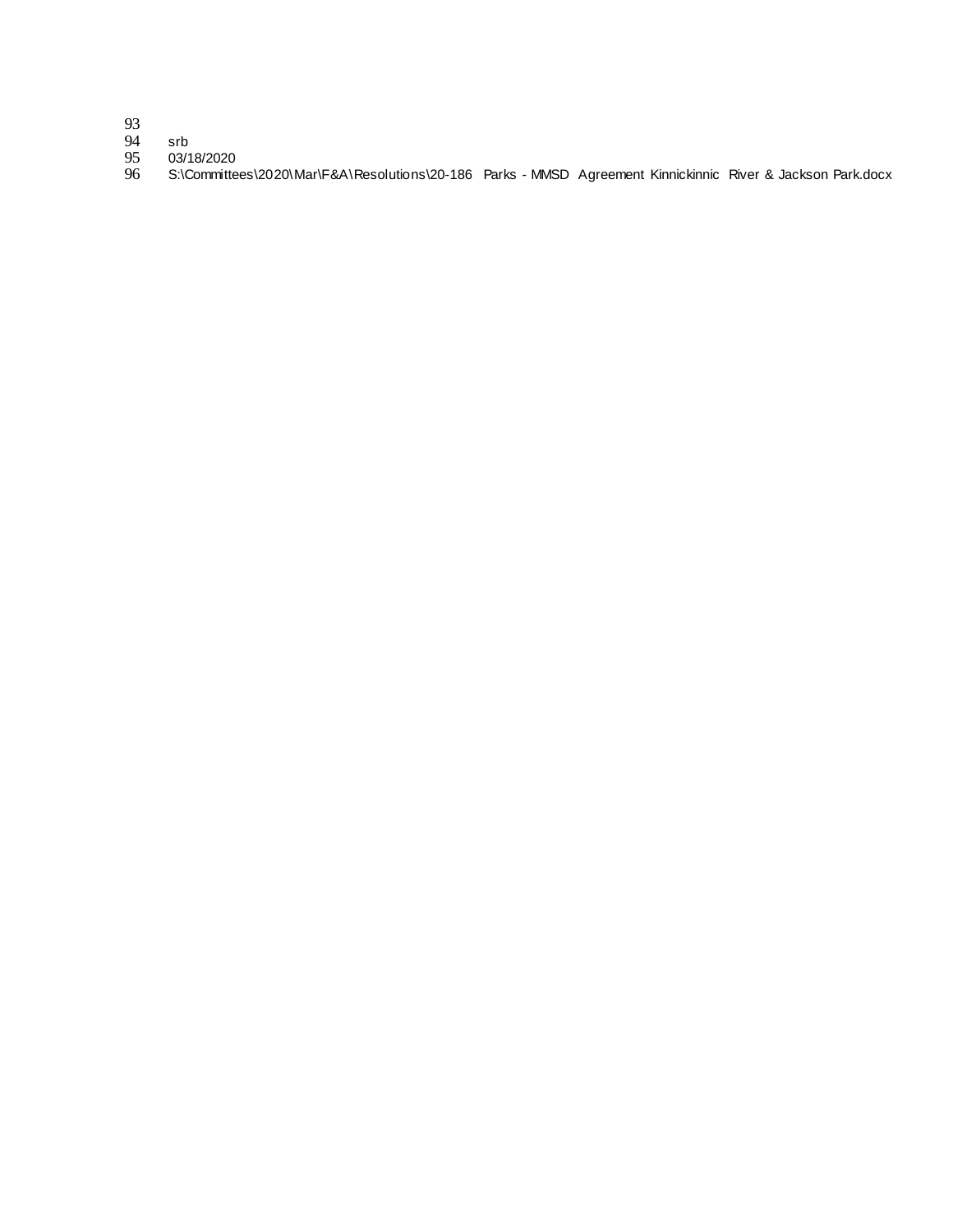srb
03/18/2020
S:\Committees\2020\Mar\F&A\Resolutions\20-186 Parks - MMSD Agreement Kinnickinnic River & Jackson Park.docx